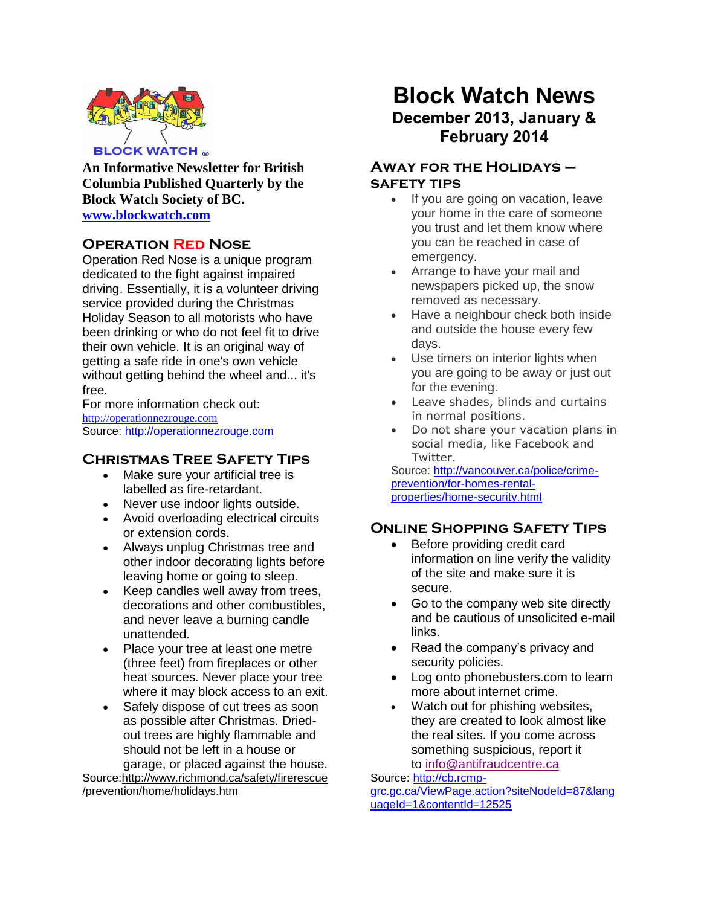BLOCK WATCH ®

**An Informative Newsletter for British Columbia Published Quarterly by the Block Watch Society of BC.**
**www.blockwatch.com**

# Block Watch News

## December 2013, January & February 2014

### Operation Red Nose

Operation Red Nose is a unique program dedicated to the fight against impaired driving. Essentially, it is a volunteer driving service provided during the Christmas Holiday Season to all motorists who have been drinking or who do not feel fit to drive their own vehicle. It is an original way of getting a safe ride in one's own vehicle without getting behind the wheel and... it's free.

For more information check out:
http://operationnezrouge.com
Source: http://operationnezrouge.com

### Christmas Tree Safety Tips

- Make sure your artificial tree is labelled as fire-retardant.
- Never use indoor lights outside.
- Avoid overloading electrical circuits or extension cords.
- Always unplug Christmas tree and other indoor decorating lights before leaving home or going to sleep.
- Keep candles well away from trees, decorations and other combustibles, and never leave a burning candle unattended.
- Place your tree at least one metre (three feet) from fireplaces or other heat sources. Never place your tree where it may block access to an exit.
- Safely dispose of cut trees as soon as possible after Christmas. Dried-out trees are highly flammable and should not be left in a house or garage, or placed against the house.

Source:http://www.richmond.ca/safety/firerescue/prevention/home/holidays.htm

### Away for the Holidays – Safety Tips

- If you are going on vacation, leave your home in the care of someone you trust and let them know where you can be reached in case of emergency.
- Arrange to have your mail and newspapers picked up, the snow removed as necessary.
- Have a neighbour check both inside and outside the house every few days.
- Use timers on interior lights when you are going to be away or just out for the evening.
- Leave shades, blinds and curtains in normal positions.
- Do not share your vacation plans in social media, like Facebook and Twitter.

Source: http://vancouver.ca/police/crime-prevention/for-homes-rental-properties/home-security.html

### Online Shopping Safety Tips

- Before providing credit card information on line verify the validity of the site and make sure it is secure.
- Go to the company web site directly and be cautious of unsolicited e-mail links.
- Read the company's privacy and security policies.
- Log onto phonebusters.com to learn more about internet crime.
- Watch out for phishing websites, they are created to look almost like the real sites. If you come across something suspicious, report it to info@antifraudcentre.ca

Source: http://cb.rcmp-grc.gc.ca/ViewPage.action?siteNodeId=87&languageId=1&contentId=12525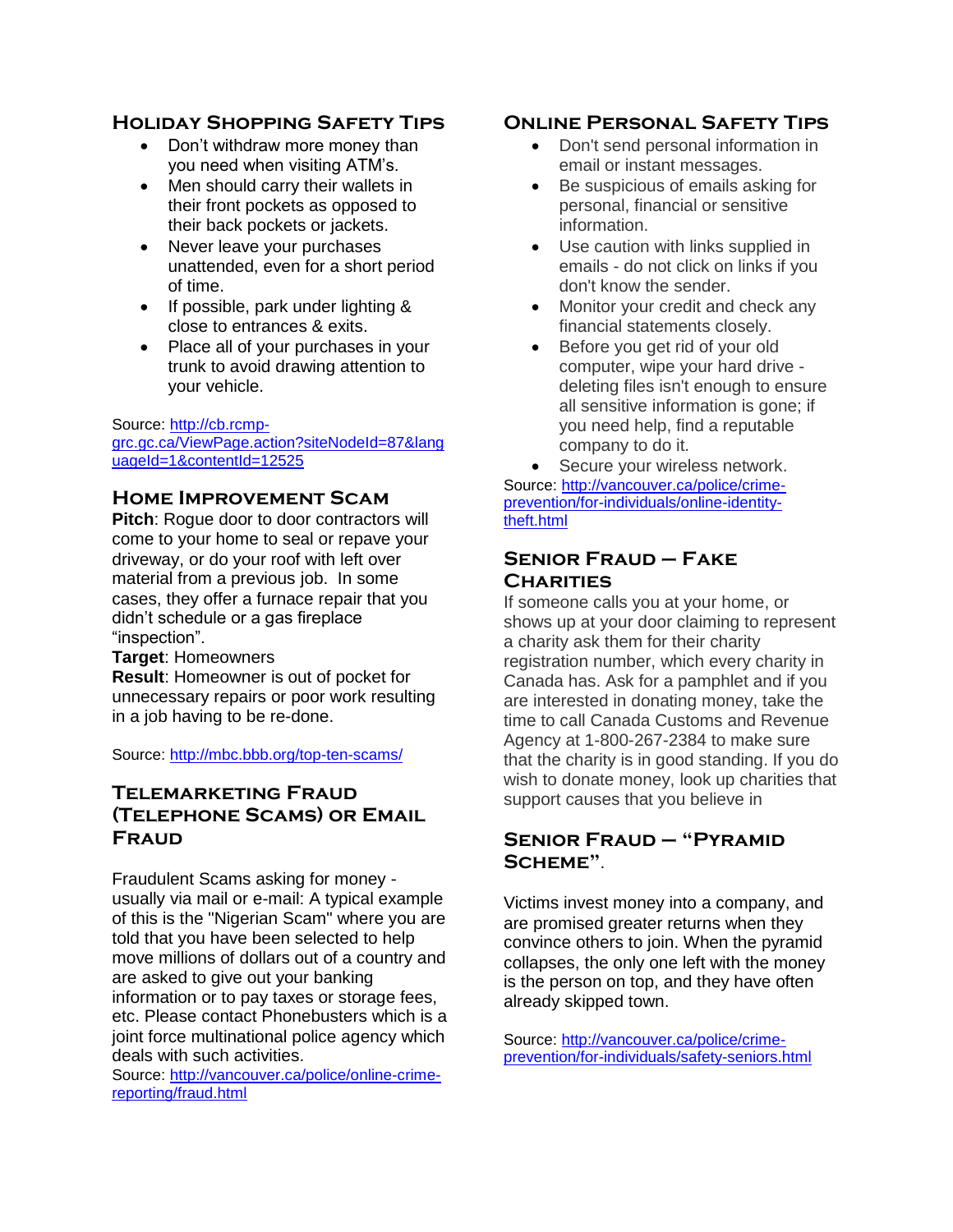## Holiday Shopping Safety Tips

- Don't withdraw more money than you need when visiting ATM's.
- Men should carry their wallets in their front pockets as opposed to their back pockets or jackets.
- Never leave your purchases unattended, even for a short period of time.
- If possible, park under lighting & close to entrances & exits.
- Place all of your purchases in your trunk to avoid drawing attention to your vehicle.

Source: http://cb.rcmp-grc.gc.ca/ViewPage.action?siteNodeId=87&languageId=1&contentId=12525

## Home Improvement Scam

**Pitch**: Rogue door to door contractors will come to your home to seal or repave your driveway, or do your roof with left over material from a previous job. In some cases, they offer a furnace repair that you didn't schedule or a gas fireplace "inspection".

**Target**: Homeowners

**Result**: Homeowner is out of pocket for unnecessary repairs or poor work resulting in a job having to be re-done.

Source: http://mbc.bbb.org/top-ten-scams/

## Telemarketing Fraud (Telephone Scams) or Email Fraud

Fraudulent Scams asking for money - usually via mail or e-mail: A typical example of this is the "Nigerian Scam" where you are told that you have been selected to help move millions of dollars out of a country and are asked to give out your banking information or to pay taxes or storage fees, etc. Please contact Phonebusters which is a joint force multinational police agency which deals with such activities.

Source: http://vancouver.ca/police/online-crime-reporting/fraud.html

## Online Personal Safety Tips

- Don't send personal information in email or instant messages.
- Be suspicious of emails asking for personal, financial or sensitive information.
- Use caution with links supplied in emails - do not click on links if you don't know the sender.
- Monitor your credit and check any financial statements closely.
- Before you get rid of your old computer, wipe your hard drive - deleting files isn't enough to ensure all sensitive information is gone; if you need help, find a reputable company to do it.
- Secure your wireless network.

Source: http://vancouver.ca/police/crime-prevention/for-individuals/online-identity-theft.html

## Senior Fraud – Fake Charities

If someone calls you at your home, or shows up at your door claiming to represent a charity ask them for their charity registration number, which every charity in Canada has. Ask for a pamphlet and if you are interested in donating money, take the time to call Canada Customs and Revenue Agency at 1-800-267-2384 to make sure that the charity is in good standing. If you do wish to donate money, look up charities that support causes that you believe in

## Senior Fraud – "Pyramid Scheme".

Victims invest money into a company, and are promised greater returns when they convince others to join. When the pyramid collapses, the only one left with the money is the person on top, and they have often already skipped town.

Source: http://vancouver.ca/police/crime-prevention/for-individuals/safety-seniors.html